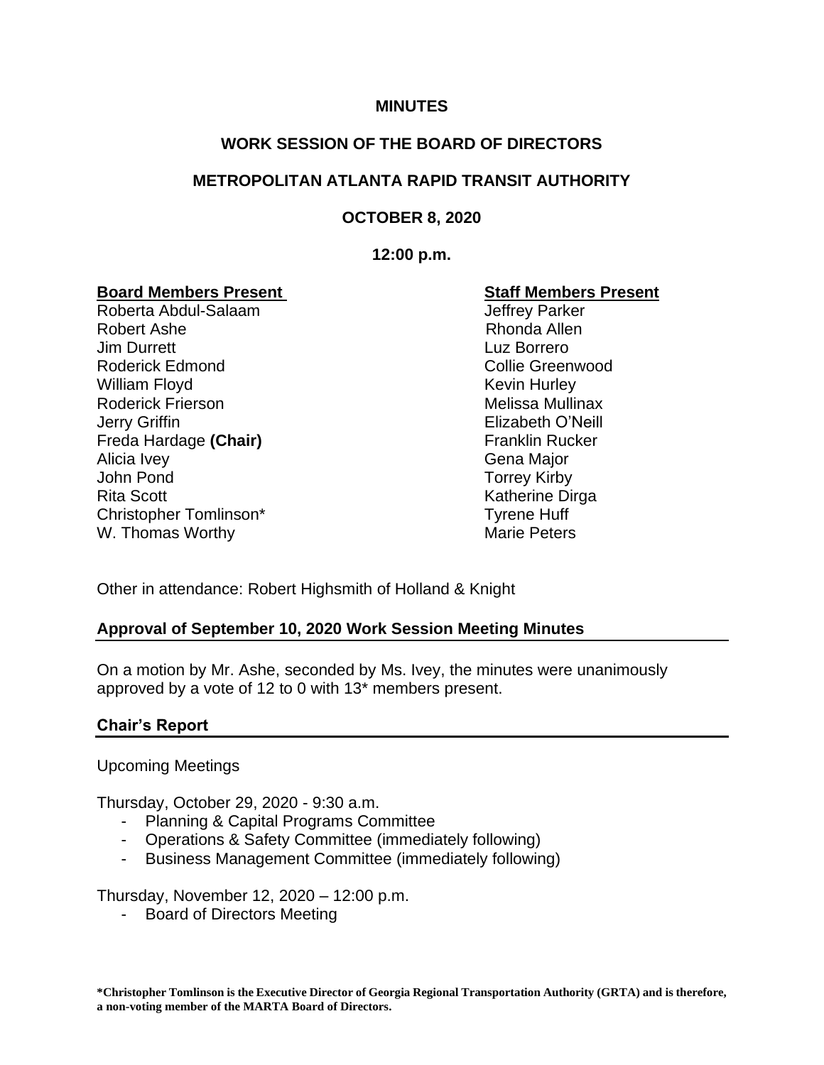**MINUTES**

**WORK SESSION OF THE BOARD OF DIRECTORS**

**METROPOLITAN ATLANTA RAPID TRANSIT AUTHORITY**

**OCTOBER 8, 2020**

**12:00 p.m.**

| **Board Members Present** | **Staff Members Present** |
|---|---|
| Roberta Abdul-Salaam | Jeffrey Parker |
| Robert Ashe | Rhonda Allen |
| Jim Durrett | Luz Borrero |
| Roderick Edmond | Collie Greenwood |
| William Floyd | Kevin Hurley |
| Roderick Frierson | Melissa Mullinax |
| Jerry Griffin | Elizabeth O'Neill |
| Freda Hardage **(Chair)** | Franklin Rucker |
| Alicia Ivey | Gena Major |
| John Pond | Torrey Kirby |
| Rita Scott | Katherine Dirga |
| Christopher Tomlinson* | Tyrene Huff |
| W. Thomas Worthy | Marie Peters |

Other in attendance: Robert Highsmith of Holland & Knight

## Approval of September 10, 2020 Work Session Meeting Minutes

On a motion by Mr. Ashe, seconded by Ms. Ivey, the minutes were unanimously approved by a vote of 12 to 0 with 13* members present.

## Chair's Report

Upcoming Meetings

Thursday, October 29, 2020 - 9:30 a.m.

- Planning & Capital Programs Committee
- Operations & Safety Committee (immediately following)
- Business Management Committee (immediately following)

Thursday, November 12, 2020 – 12:00 p.m.

- Board of Directors Meeting

**\*Christopher Tomlinson is the Executive Director of Georgia Regional Transportation Authority (GRTA) and is therefore, a non-voting member of the MARTA Board of Directors.**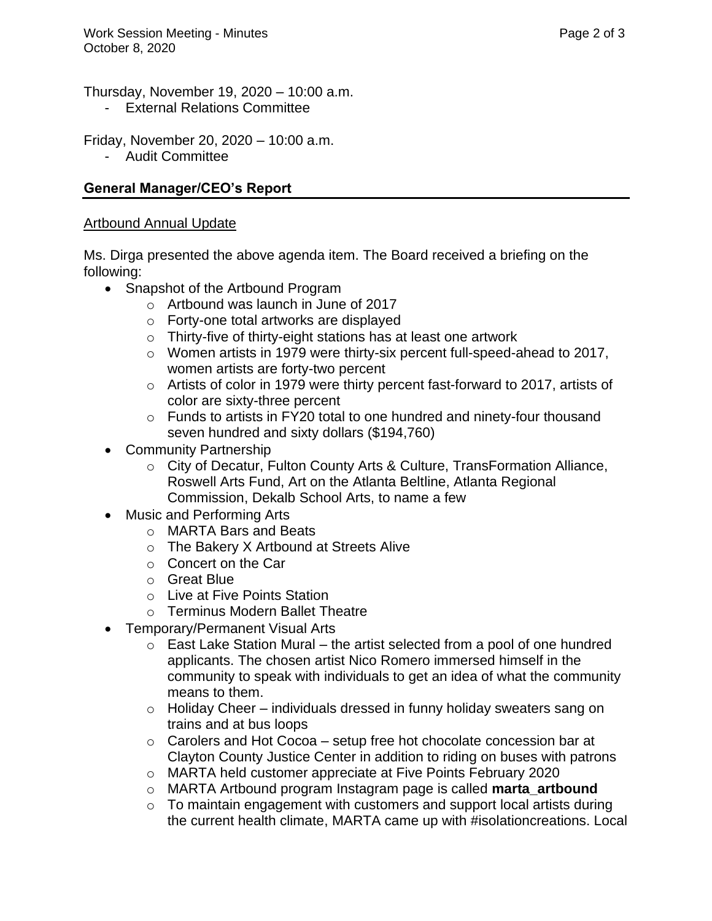Thursday, November 19, 2020 – 10:00 a.m.

- External Relations Committee

Friday, November 20, 2020 – 10:00 a.m.

- Audit Committee

## General Manager/CEO's Report

### Artbound Annual Update

Ms. Dirga presented the above agenda item. The Board received a briefing on the following:

- Snapshot of the Artbound Program
  - Artbound was launch in June of 2017
  - Forty-one total artworks are displayed
  - Thirty-five of thirty-eight stations has at least one artwork
  - Women artists in 1979 were thirty-six percent full-speed-ahead to 2017, women artists are forty-two percent
  - Artists of color in 1979 were thirty percent fast-forward to 2017, artists of color are sixty-three percent
  - Funds to artists in FY20 total to one hundred and ninety-four thousand seven hundred and sixty dollars ($194,760)
- Community Partnership
  - City of Decatur, Fulton County Arts & Culture, TransFormation Alliance, Roswell Arts Fund, Art on the Atlanta Beltline, Atlanta Regional Commission, Dekalb School Arts, to name a few
- Music and Performing Arts
  - MARTA Bars and Beats
  - The Bakery X Artbound at Streets Alive
  - Concert on the Car
  - Great Blue
  - Live at Five Points Station
  - Terminus Modern Ballet Theatre
- Temporary/Permanent Visual Arts
  - East Lake Station Mural – the artist selected from a pool of one hundred applicants. The chosen artist Nico Romero immersed himself in the community to speak with individuals to get an idea of what the community means to them.
  - Holiday Cheer – individuals dressed in funny holiday sweaters sang on trains and at bus loops
  - Carolers and Hot Cocoa – setup free hot chocolate concession bar at Clayton County Justice Center in addition to riding on buses with patrons
  - MARTA held customer appreciate at Five Points February 2020
  - MARTA Artbound program Instagram page is called **marta_artbound**
  - To maintain engagement with customers and support local artists during the current health climate, MARTA came up with #isolationcreations. Local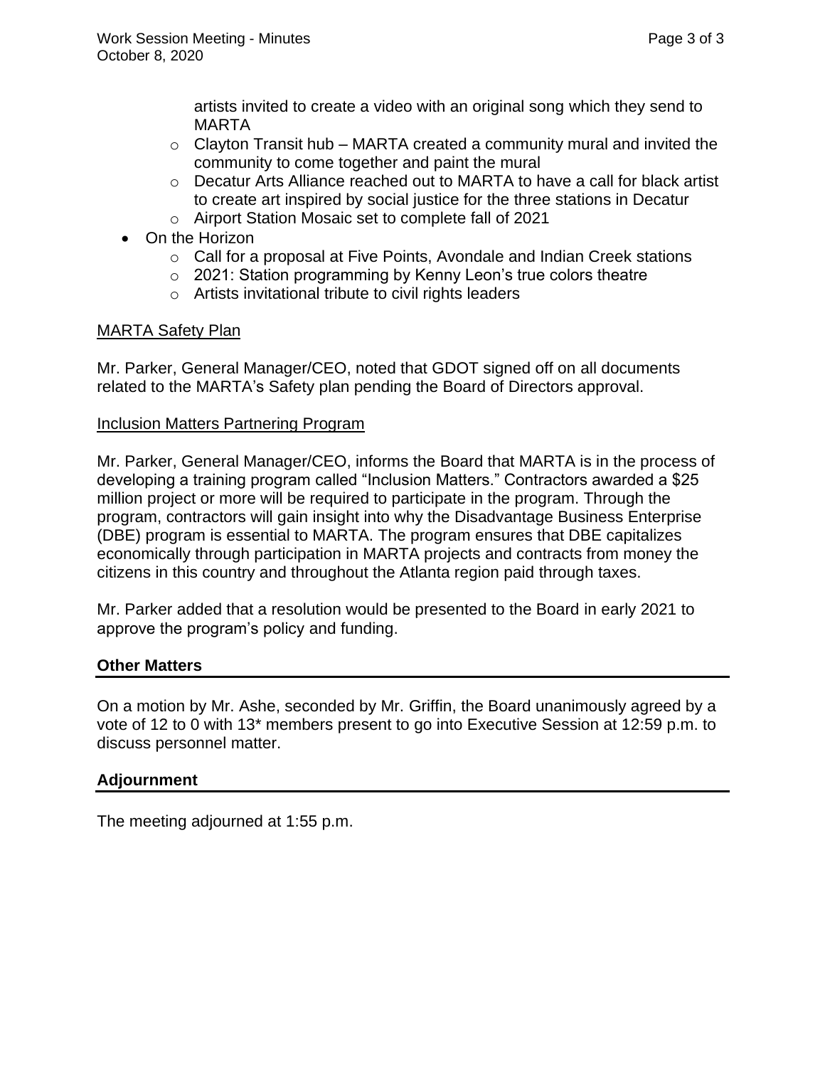artists invited to create a video with an original song which they send to MARTA
    - Clayton Transit hub – MARTA created a community mural and invited the community to come together and paint the mural
    - Decatur Arts Alliance reached out to MARTA to have a call for black artist to create art inspired by social justice for the three stations in Decatur
    - Airport Station Mosaic set to complete fall of 2021
- On the Horizon
    - Call for a proposal at Five Points, Avondale and Indian Creek stations
    - 2021: Station programming by Kenny Leon's true colors theatre
    - Artists invitational tribute to civil rights leaders

MARTA Safety Plan

Mr. Parker, General Manager/CEO, noted that GDOT signed off on all documents related to the MARTA's Safety plan pending the Board of Directors approval.

Inclusion Matters Partnering Program

Mr. Parker, General Manager/CEO, informs the Board that MARTA is in the process of developing a training program called "Inclusion Matters." Contractors awarded a $25 million project or more will be required to participate in the program. Through the program, contractors will gain insight into why the Disadvantage Business Enterprise (DBE) program is essential to MARTA. The program ensures that DBE capitalizes economically through participation in MARTA projects and contracts from money the citizens in this country and throughout the Atlanta region paid through taxes.

Mr. Parker added that a resolution would be presented to the Board in early 2021 to approve the program's policy and funding.

## Other Matters

On a motion by Mr. Ashe, seconded by Mr. Griffin, the Board unanimously agreed by a vote of 12 to 0 with 13* members present to go into Executive Session at 12:59 p.m. to discuss personnel matter.

## Adjournment

The meeting adjourned at 1:55 p.m.